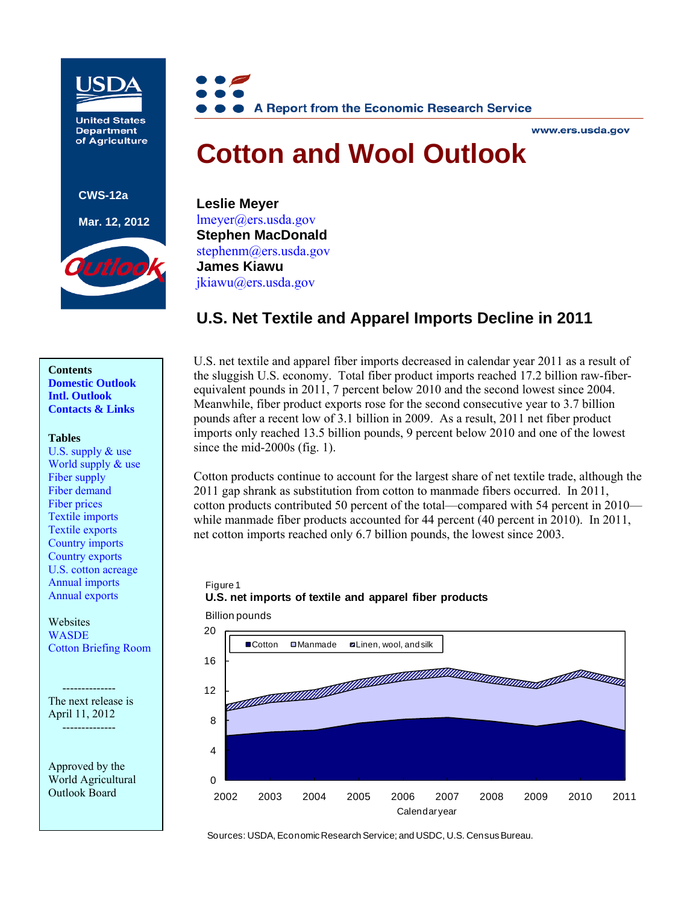USDA

United States Department of Agriculture

CWS-12a

Mar. 12, 2012

Outlook

A Report from the Economic Research Service

www.ers.usda.gov

# Cotton and Wool Outlook

**Leslie Meyer**
lmeyer@ers.usda.gov
**Stephen MacDonald**
stephenm@ers.usda.gov
**James Kiawu**
jkiawu@ers.usda.gov

**Contents**
**Domestic Outlook**
**Intl. Outlook**
**Contacts & Links**

**Tables**
U.S. supply & use
World supply & use
Fiber supply
Fiber demand
Fiber prices
Textile imports
Textile exports
Country imports
Country exports
U.S. cotton acreage
Annual imports
Annual exports

Websites
WASDE
Cotton Briefing Room

--------------
The next release is April 11, 2012
--------------

Approved by the World Agricultural Outlook Board

## U.S. Net Textile and Apparel Imports Decline in 2011

U.S. net textile and apparel fiber imports decreased in calendar year 2011 as a result of the sluggish U.S. economy. Total fiber product imports reached 17.2 billion raw-fiber-equivalent pounds in 2011, 7 percent below 2010 and the second lowest since 2004. Meanwhile, fiber product exports rose for the second consecutive year to 3.7 billion pounds after a recent low of 3.1 billion in 2009. As a result, 2011 net fiber product imports only reached 13.5 billion pounds, 9 percent below 2010 and one of the lowest since the mid-2000s (fig. 1).

Cotton products continue to account for the largest share of net textile trade, although the 2011 gap shrank as substitution from cotton to manmade fibers occurred. In 2011, cotton products contributed 50 percent of the total—compared with 54 percent in 2010—while manmade fiber products accounted for 44 percent (40 percent in 2010). In 2011, net cotton imports reached only 6.7 billion pounds, the lowest since 2003.

Figure 1
**U.S. net imports of textile and apparel fiber products**

Billion pounds

Legend: Cotton, Manmade, Linen, wool, and silk

Calendar year (2002–2011)

Sources: USDA, Economic Research Service; and USDC, U.S. Census Bureau.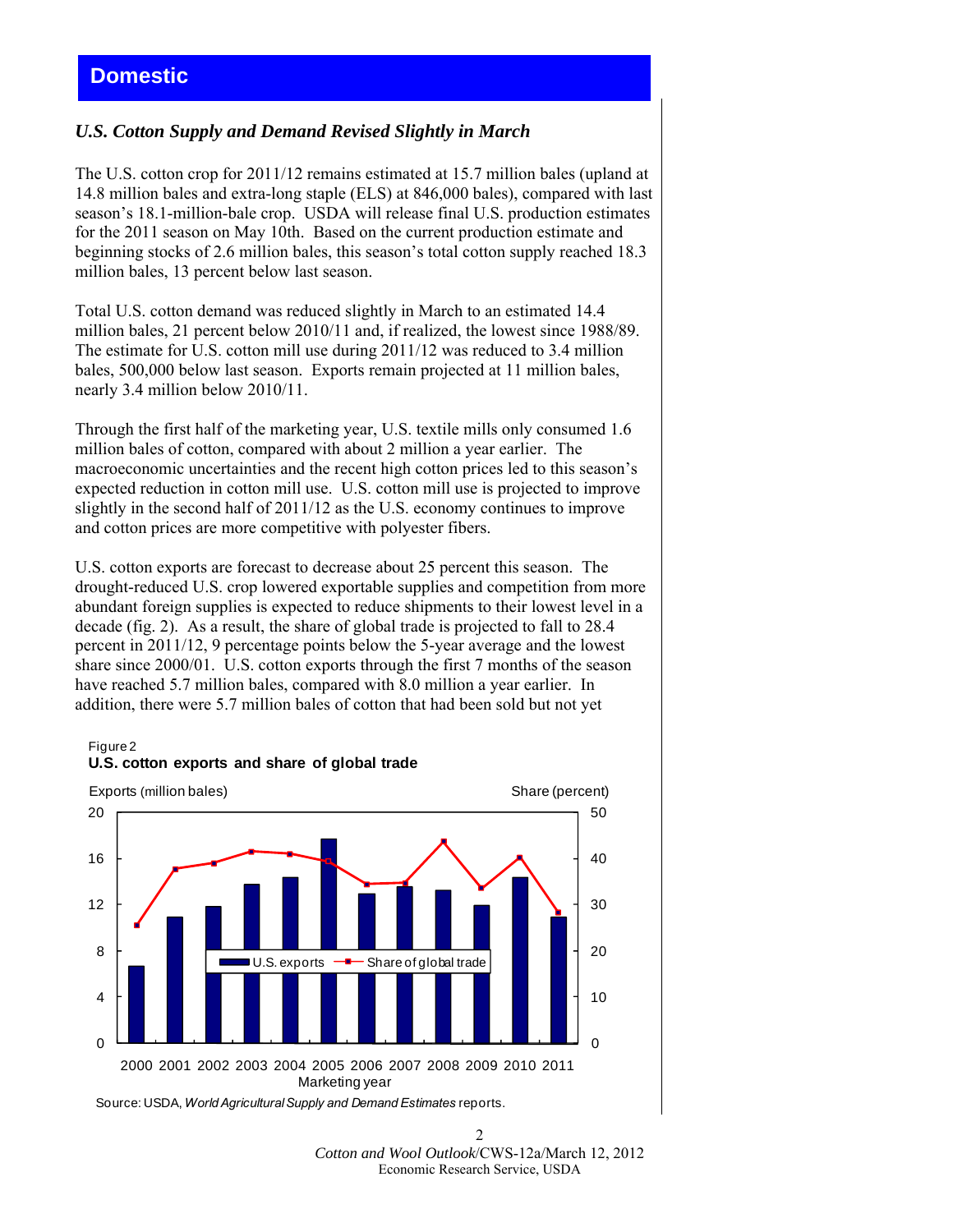## Domestic

### *U.S. Cotton Supply and Demand Revised Slightly in March*

The U.S. cotton crop for 2011/12 remains estimated at 15.7 million bales (upland at 14.8 million bales and extra-long staple (ELS) at 846,000 bales), compared with last season's 18.1-million-bale crop. USDA will release final U.S. production estimates for the 2011 season on May 10th. Based on the current production estimate and beginning stocks of 2.6 million bales, this season's total cotton supply reached 18.3 million bales, 13 percent below last season.

Total U.S. cotton demand was reduced slightly in March to an estimated 14.4 million bales, 21 percent below 2010/11 and, if realized, the lowest since 1988/89. The estimate for U.S. cotton mill use during 2011/12 was reduced to 3.4 million bales, 500,000 below last season. Exports remain projected at 11 million bales, nearly 3.4 million below 2010/11.

Through the first half of the marketing year, U.S. textile mills only consumed 1.6 million bales of cotton, compared with about 2 million a year earlier. The macroeconomic uncertainties and the recent high cotton prices led to this season's expected reduction in cotton mill use. U.S. cotton mill use is projected to improve slightly in the second half of 2011/12 as the U.S. economy continues to improve and cotton prices are more competitive with polyester fibers.

U.S. cotton exports are forecast to decrease about 25 percent this season. The drought-reduced U.S. crop lowered exportable supplies and competition from more abundant foreign supplies is expected to reduce shipments to their lowest level in a decade (fig. 2). As a result, the share of global trade is projected to fall to 28.4 percent in 2011/12, 9 percentage points below the 5-year average and the lowest share since 2000/01. U.S. cotton exports through the first 7 months of the season have reached 5.7 million bales, compared with 8.0 million a year earlier. In addition, there were 5.7 million bales of cotton that had been sold but not yet

Figure 2
**U.S. cotton exports and share of global trade**

Source: USDA, *World Agricultural Supply and Demand Estimates* reports.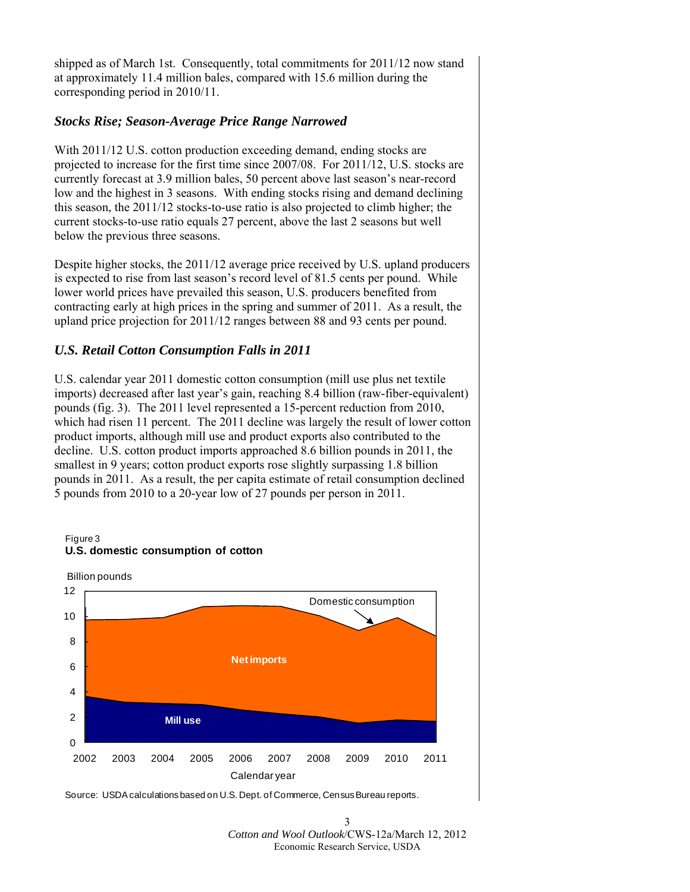shipped as of March 1st. Consequently, total commitments for 2011/12 now stand at approximately 11.4 million bales, compared with 15.6 million during the corresponding period in 2010/11.

### *Stocks Rise; Season-Average Price Range Narrowed*

With 2011/12 U.S. cotton production exceeding demand, ending stocks are projected to increase for the first time since 2007/08. For 2011/12, U.S. stocks are currently forecast at 3.9 million bales, 50 percent above last season's near-record low and the highest in 3 seasons. With ending stocks rising and demand declining this season, the 2011/12 stocks-to-use ratio is also projected to climb higher; the current stocks-to-use ratio equals 27 percent, above the last 2 seasons but well below the previous three seasons.

Despite higher stocks, the 2011/12 average price received by U.S. upland producers is expected to rise from last season's record level of 81.5 cents per pound. While lower world prices have prevailed this season, U.S. producers benefited from contracting early at high prices in the spring and summer of 2011. As a result, the upland price projection for 2011/12 ranges between 88 and 93 cents per pound.

### *U.S. Retail Cotton Consumption Falls in 2011*

U.S. calendar year 2011 domestic cotton consumption (mill use plus net textile imports) decreased after last year's gain, reaching 8.4 billion (raw-fiber-equivalent) pounds (fig. 3). The 2011 level represented a 15-percent reduction from 2010, which had risen 11 percent. The 2011 decline was largely the result of lower cotton product imports, although mill use and product exports also contributed to the decline. U.S. cotton product imports approached 8.6 billion pounds in 2011, the smallest in 9 years; cotton product exports rose slightly surpassing 1.8 billion pounds in 2011. As a result, the per capita estimate of retail consumption declined 5 pounds from 2010 to a 20-year low of 27 pounds per person in 2011.

Figure 3
**U.S. domestic consumption of cotton**

Source: USDA calculations based on U.S. Dept. of Commerce, Census Bureau reports.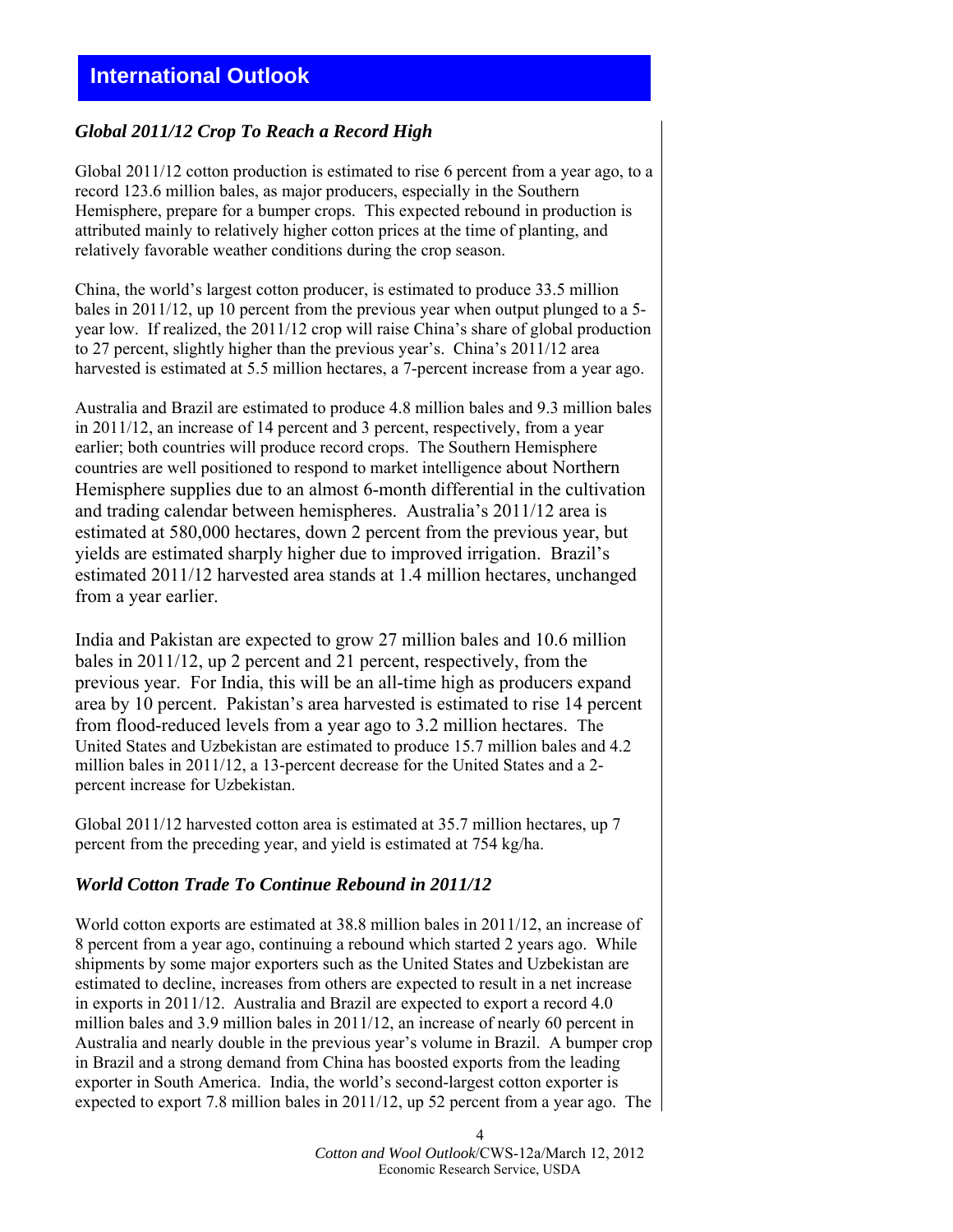## International Outlook

### *Global 2011/12 Crop To Reach a Record High*

Global 2011/12 cotton production is estimated to rise 6 percent from a year ago, to a record 123.6 million bales, as major producers, especially in the Southern Hemisphere, prepare for a bumper crops. This expected rebound in production is attributed mainly to relatively higher cotton prices at the time of planting, and relatively favorable weather conditions during the crop season.

China, the world's largest cotton producer, is estimated to produce 33.5 million bales in 2011/12, up 10 percent from the previous year when output plunged to a 5-year low. If realized, the 2011/12 crop will raise China's share of global production to 27 percent, slightly higher than the previous year's. China's 2011/12 area harvested is estimated at 5.5 million hectares, a 7-percent increase from a year ago.

Australia and Brazil are estimated to produce 4.8 million bales and 9.3 million bales in 2011/12, an increase of 14 percent and 3 percent, respectively, from a year earlier; both countries will produce record crops. The Southern Hemisphere countries are well positioned to respond to market intelligence about Northern Hemisphere supplies due to an almost 6-month differential in the cultivation and trading calendar between hemispheres. Australia's 2011/12 area is estimated at 580,000 hectares, down 2 percent from the previous year, but yields are estimated sharply higher due to improved irrigation. Brazil's estimated 2011/12 harvested area stands at 1.4 million hectares, unchanged from a year earlier.

India and Pakistan are expected to grow 27 million bales and 10.6 million bales in 2011/12, up 2 percent and 21 percent, respectively, from the previous year. For India, this will be an all-time high as producers expand area by 10 percent. Pakistan's area harvested is estimated to rise 14 percent from flood-reduced levels from a year ago to 3.2 million hectares. The United States and Uzbekistan are estimated to produce 15.7 million bales and 4.2 million bales in 2011/12, a 13-percent decrease for the United States and a 2-percent increase for Uzbekistan.

Global 2011/12 harvested cotton area is estimated at 35.7 million hectares, up 7 percent from the preceding year, and yield is estimated at 754 kg/ha.

### *World Cotton Trade To Continue Rebound in 2011/12*

World cotton exports are estimated at 38.8 million bales in 2011/12, an increase of 8 percent from a year ago, continuing a rebound which started 2 years ago. While shipments by some major exporters such as the United States and Uzbekistan are estimated to decline, increases from others are expected to result in a net increase in exports in 2011/12. Australia and Brazil are expected to export a record 4.0 million bales and 3.9 million bales in 2011/12, an increase of nearly 60 percent in Australia and nearly double in the previous year's volume in Brazil. A bumper crop in Brazil and a strong demand from China has boosted exports from the leading exporter in South America. India, the world's second-largest cotton exporter is expected to export 7.8 million bales in 2011/12, up 52 percent from a year ago. The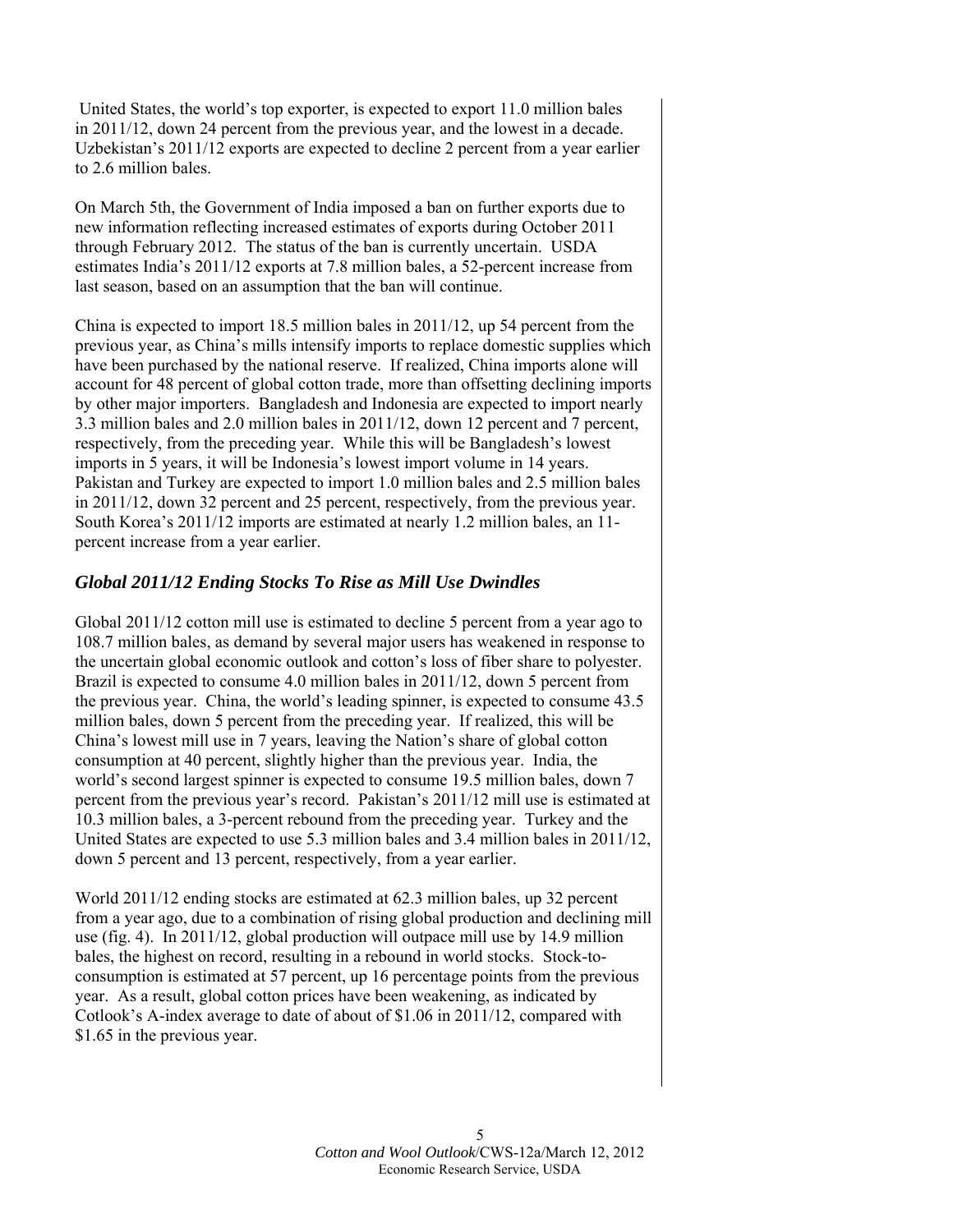United States, the world's top exporter, is expected to export 11.0 million bales in 2011/12, down 24 percent from the previous year, and the lowest in a decade. Uzbekistan's 2011/12 exports are expected to decline 2 percent from a year earlier to 2.6 million bales.

On March 5th, the Government of India imposed a ban on further exports due to new information reflecting increased estimates of exports during October 2011 through February 2012. The status of the ban is currently uncertain. USDA estimates India's 2011/12 exports at 7.8 million bales, a 52-percent increase from last season, based on an assumption that the ban will continue.

China is expected to import 18.5 million bales in 2011/12, up 54 percent from the previous year, as China's mills intensify imports to replace domestic supplies which have been purchased by the national reserve. If realized, China imports alone will account for 48 percent of global cotton trade, more than offsetting declining imports by other major importers. Bangladesh and Indonesia are expected to import nearly 3.3 million bales and 2.0 million bales in 2011/12, down 12 percent and 7 percent, respectively, from the preceding year. While this will be Bangladesh's lowest imports in 5 years, it will be Indonesia's lowest import volume in 14 years. Pakistan and Turkey are expected to import 1.0 million bales and 2.5 million bales in 2011/12, down 32 percent and 25 percent, respectively, from the previous year. South Korea's 2011/12 imports are estimated at nearly 1.2 million bales, an 11-percent increase from a year earlier.

## *Global 2011/12 Ending Stocks To Rise as Mill Use Dwindles*

Global 2011/12 cotton mill use is estimated to decline 5 percent from a year ago to 108.7 million bales, as demand by several major users has weakened in response to the uncertain global economic outlook and cotton's loss of fiber share to polyester. Brazil is expected to consume 4.0 million bales in 2011/12, down 5 percent from the previous year. China, the world's leading spinner, is expected to consume 43.5 million bales, down 5 percent from the preceding year. If realized, this will be China's lowest mill use in 7 years, leaving the Nation's share of global cotton consumption at 40 percent, slightly higher than the previous year. India, the world's second largest spinner is expected to consume 19.5 million bales, down 7 percent from the previous year's record. Pakistan's 2011/12 mill use is estimated at 10.3 million bales, a 3-percent rebound from the preceding year. Turkey and the United States are expected to use 5.3 million bales and 3.4 million bales in 2011/12, down 5 percent and 13 percent, respectively, from a year earlier.

World 2011/12 ending stocks are estimated at 62.3 million bales, up 32 percent from a year ago, due to a combination of rising global production and declining mill use (fig. 4). In 2011/12, global production will outpace mill use by 14.9 million bales, the highest on record, resulting in a rebound in world stocks. Stock-to-consumption is estimated at 57 percent, up 16 percentage points from the previous year. As a result, global cotton prices have been weakening, as indicated by Cotlook's A-index average to date of about of $1.06 in 2011/12, compared with $1.65 in the previous year.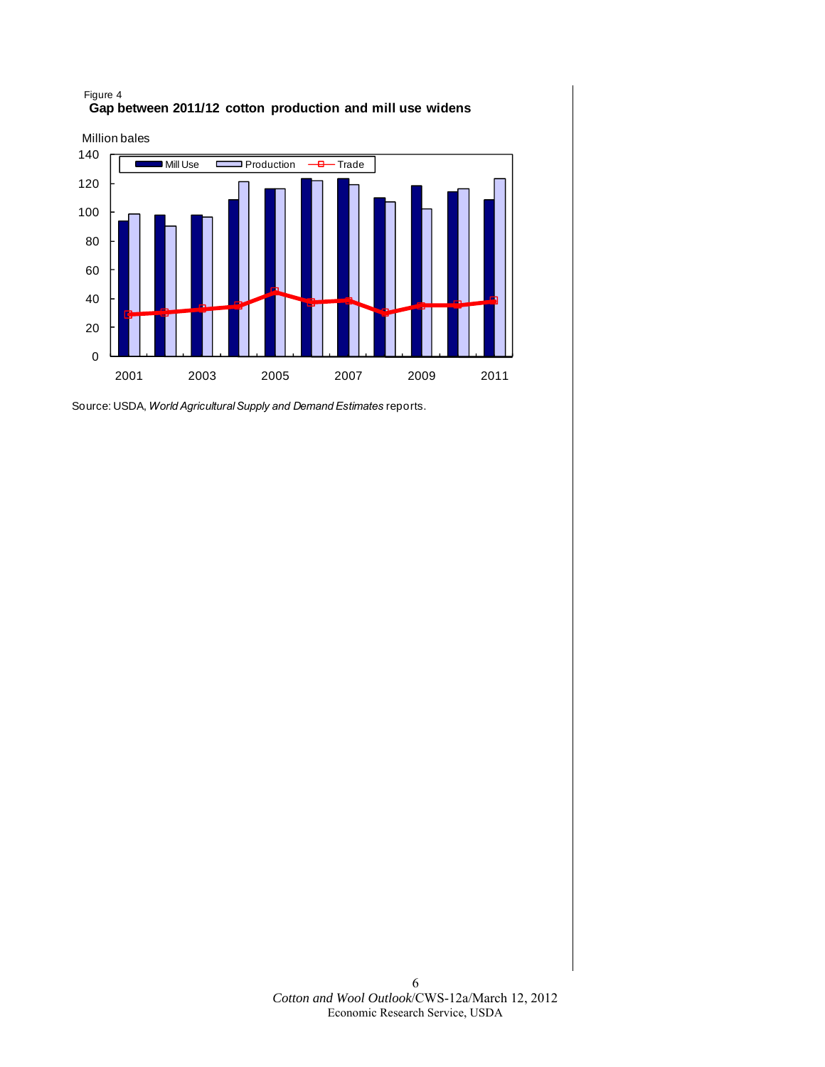Figure 4

**Gap between 2011/12 cotton production and mill use widens**

Million bales

Source: USDA, *World Agricultural Supply and Demand Estimates* reports.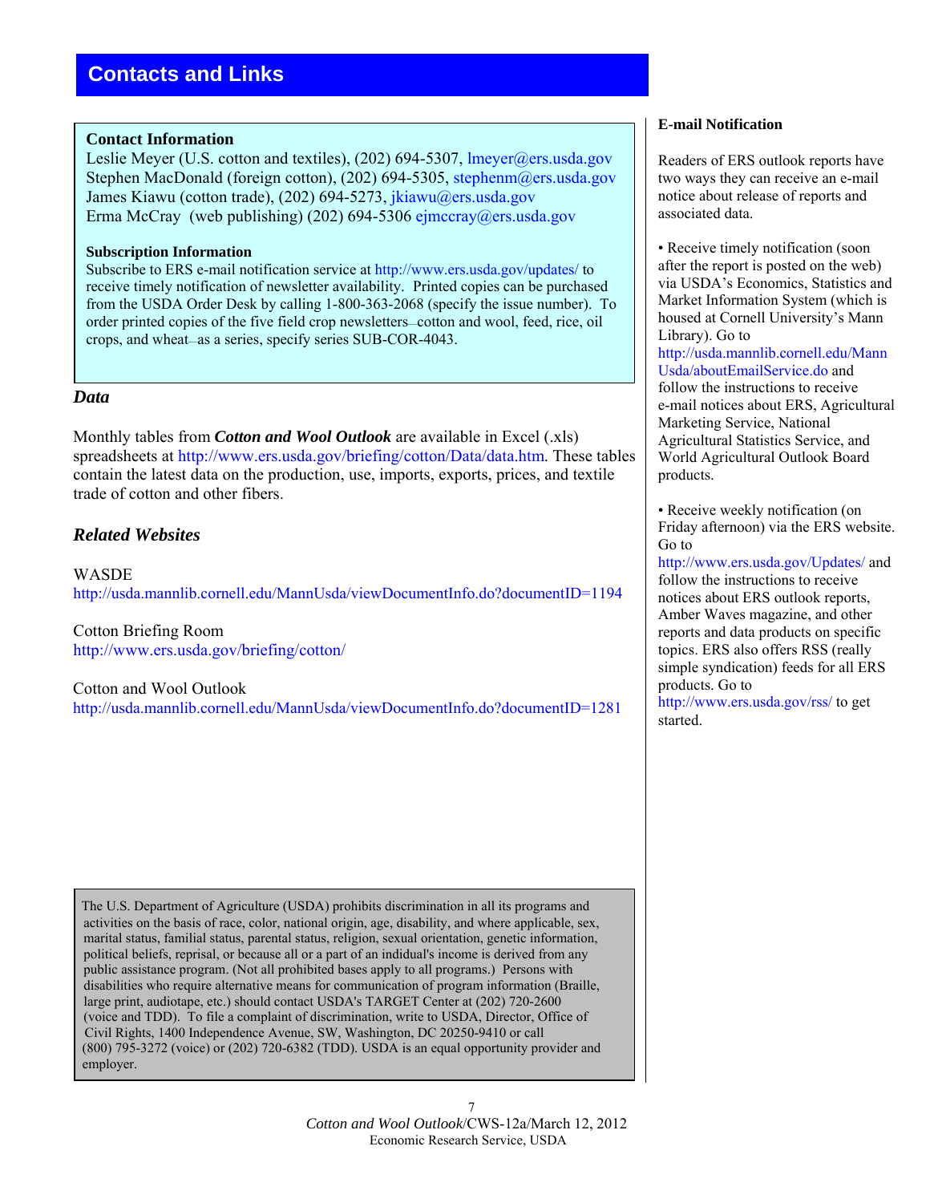# Contacts and Links

### Contact Information

Leslie Meyer (U.S. cotton and textiles), (202) 694-5307, lmeyer@ers.usda.gov
Stephen MacDonald (foreign cotton), (202) 694-5305, stephenm@ers.usda.gov
James Kiawu (cotton trade), (202) 694-5273, jkiawu@ers.usda.gov
Erma McCray (web publishing) (202) 694-5306 ejmccray@ers.usda.gov

### Subscription Information

Subscribe to ERS e-mail notification service at http://www.ers.usda.gov/updates/ to receive timely notification of newsletter availability. Printed copies can be purchased from the USDA Order Desk by calling 1-800-363-2068 (specify the issue number). To order printed copies of the five field crop newsletters—cotton and wool, feed, rice, oil crops, and wheat—as a series, specify series SUB-COR-4043.

## *Data*

Monthly tables from ***Cotton and Wool Outlook*** are available in Excel (.xls) spreadsheets at http://www.ers.usda.gov/briefing/cotton/Data/data.htm. These tables contain the latest data on the production, use, imports, exports, prices, and textile trade of cotton and other fibers.

## *Related Websites*

WASDE
http://usda.mannlib.cornell.edu/MannUsda/viewDocumentInfo.do?documentID=1194

Cotton Briefing Room
http://www.ers.usda.gov/briefing/cotton/

Cotton and Wool Outlook
http://usda.mannlib.cornell.edu/MannUsda/viewDocumentInfo.do?documentID=1281

### E-mail Notification

Readers of ERS outlook reports have two ways they can receive an e-mail notice about release of reports and associated data.

- Receive timely notification (soon after the report is posted on the web) via USDA's Economics, Statistics and Market Information System (which is housed at Cornell University's Mann Library). Go to http://usda.mannlib.cornell.edu/MannUsda/aboutEmailService.do and follow the instructions to receive e-mail notices about ERS, Agricultural Marketing Service, National Agricultural Statistics Service, and World Agricultural Outlook Board products.

- Receive weekly notification (on Friday afternoon) via the ERS website. Go to http://www.ers.usda.gov/Updates/ and follow the instructions to receive notices about ERS outlook reports, Amber Waves magazine, and other reports and data products on specific topics. ERS also offers RSS (really simple syndication) feeds for all ERS products. Go to http://www.ers.usda.gov/rss/ to get started.

The U.S. Department of Agriculture (USDA) prohibits discrimination in all its programs and activities on the basis of race, color, national origin, age, disability, and where applicable, sex, marital status, familial status, parental status, religion, sexual orientation, genetic information, political beliefs, reprisal, or because all or a part of an indidual's income is derived from any public assistance program. (Not all prohibited bases apply to all programs.) Persons with disabilities who require alternative means for communication of program information (Braille, large print, audiotape, etc.) should contact USDA's TARGET Center at (202) 720-2600 (voice and TDD). To file a complaint of discrimination, write to USDA, Director, Office of Civil Rights, 1400 Independence Avenue, SW, Washington, DC 20250-9410 or call (800) 795-3272 (voice) or (202) 720-6382 (TDD). USDA is an equal opportunity provider and employer.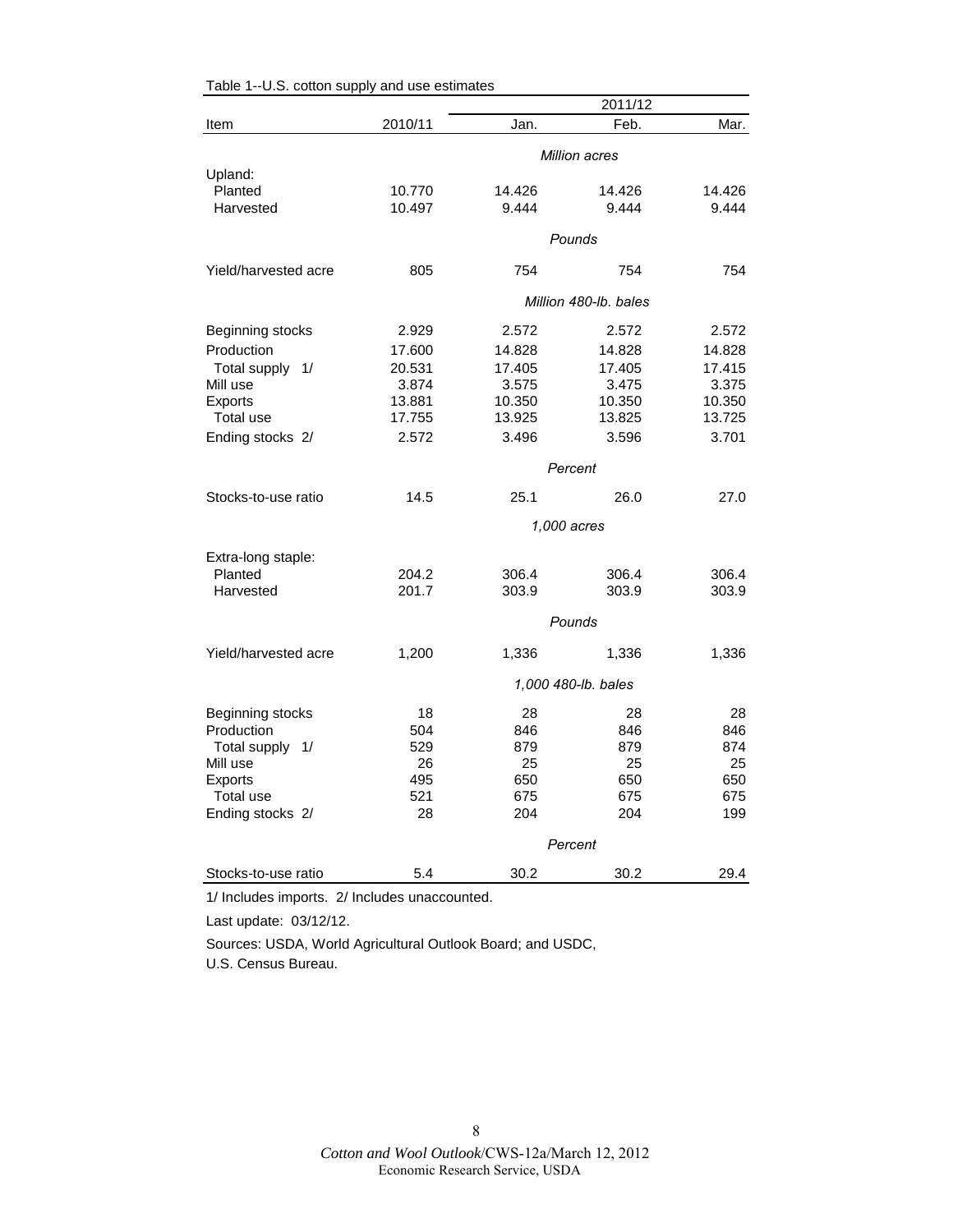Table 1--U.S. cotton supply and use estimates

| Item | 2010/11 | 2011/12 Jan. | 2011/12 Feb. | 2011/12 Mar. |
|---|---|---|---|---|
| | | *Million acres* | | |
| Upland: | | | | |
| Planted | 10.770 | 14.426 | 14.426 | 14.426 |
| Harvested | 10.497 | 9.444 | 9.444 | 9.444 |
| | | *Pounds* | | |
| Yield/harvested acre | 805 | 754 | 754 | 754 |
| | | *Million 480-lb. bales* | | |
| Beginning stocks | 2.929 | 2.572 | 2.572 | 2.572 |
| Production | 17.600 | 14.828 | 14.828 | 14.828 |
| Total supply 1/ | 20.531 | 17.405 | 17.405 | 17.415 |
| Mill use | 3.874 | 3.575 | 3.475 | 3.375 |
| Exports | 13.881 | 10.350 | 10.350 | 10.350 |
| Total use | 17.755 | 13.925 | 13.825 | 13.725 |
| Ending stocks 2/ | 2.572 | 3.496 | 3.596 | 3.701 |
| | | *Percent* | | |
| Stocks-to-use ratio | 14.5 | 25.1 | 26.0 | 27.0 |
| | | *1,000 acres* | | |
| Extra-long staple: | | | | |
| Planted | 204.2 | 306.4 | 306.4 | 306.4 |
| Harvested | 201.7 | 303.9 | 303.9 | 303.9 |
| | | *Pounds* | | |
| Yield/harvested acre | 1,200 | 1,336 | 1,336 | 1,336 |
| | | *1,000 480-lb. bales* | | |
| Beginning stocks | 18 | 28 | 28 | 28 |
| Production | 504 | 846 | 846 | 846 |
| Total supply 1/ | 529 | 879 | 879 | 874 |
| Mill use | 26 | 25 | 25 | 25 |
| Exports | 495 | 650 | 650 | 650 |
| Total use | 521 | 675 | 675 | 675 |
| Ending stocks 2/ | 28 | 204 | 204 | 199 |
| | | *Percent* | | |
| Stocks-to-use ratio | 5.4 | 30.2 | 30.2 | 29.4 |

1/ Includes imports. 2/ Includes unaccounted.

Last update: 03/12/12.

Sources: USDA, World Agricultural Outlook Board; and USDC, U.S. Census Bureau.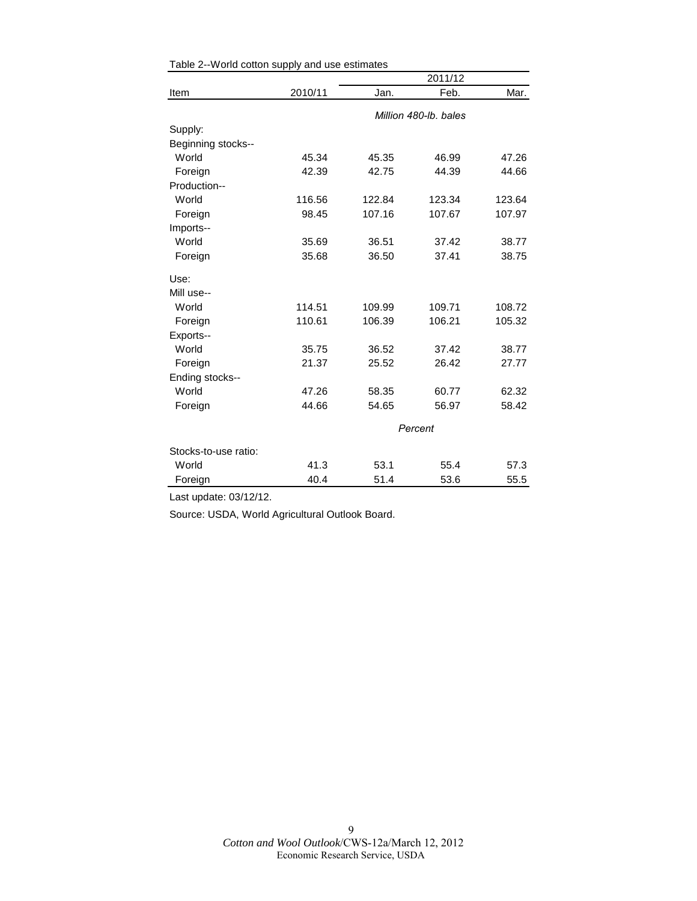Table 2--World cotton supply and use estimates

| Item | 2010/11 | 2011/12 | | |
|---|---|---|---|---|
| | | Jan. | Feb. | Mar. |
| | *Million 480-lb. bales* | | | |
| Supply: | | | | |
| Beginning stocks-- | | | | |
| World | 45.34 | 45.35 | 46.99 | 47.26 |
| Foreign | 42.39 | 42.75 | 44.39 | 44.66 |
| Production-- | | | | |
| World | 116.56 | 122.84 | 123.34 | 123.64 |
| Foreign | 98.45 | 107.16 | 107.67 | 107.97 |
| Imports-- | | | | |
| World | 35.69 | 36.51 | 37.42 | 38.77 |
| Foreign | 35.68 | 36.50 | 37.41 | 38.75 |
| Use: | | | | |
| Mill use-- | | | | |
| World | 114.51 | 109.99 | 109.71 | 108.72 |
| Foreign | 110.61 | 106.39 | 106.21 | 105.32 |
| Exports-- | | | | |
| World | 35.75 | 36.52 | 37.42 | 38.77 |
| Foreign | 21.37 | 25.52 | 26.42 | 27.77 |
| Ending stocks-- | | | | |
| World | 47.26 | 58.35 | 60.77 | 62.32 |
| Foreign | 44.66 | 54.65 | 56.97 | 58.42 |
| | *Percent* | | | |
| Stocks-to-use ratio: | | | | |
| World | 41.3 | 53.1 | 55.4 | 57.3 |
| Foreign | 40.4 | 51.4 | 53.6 | 55.5 |

Last update: 03/12/12.

Source: USDA, World Agricultural Outlook Board.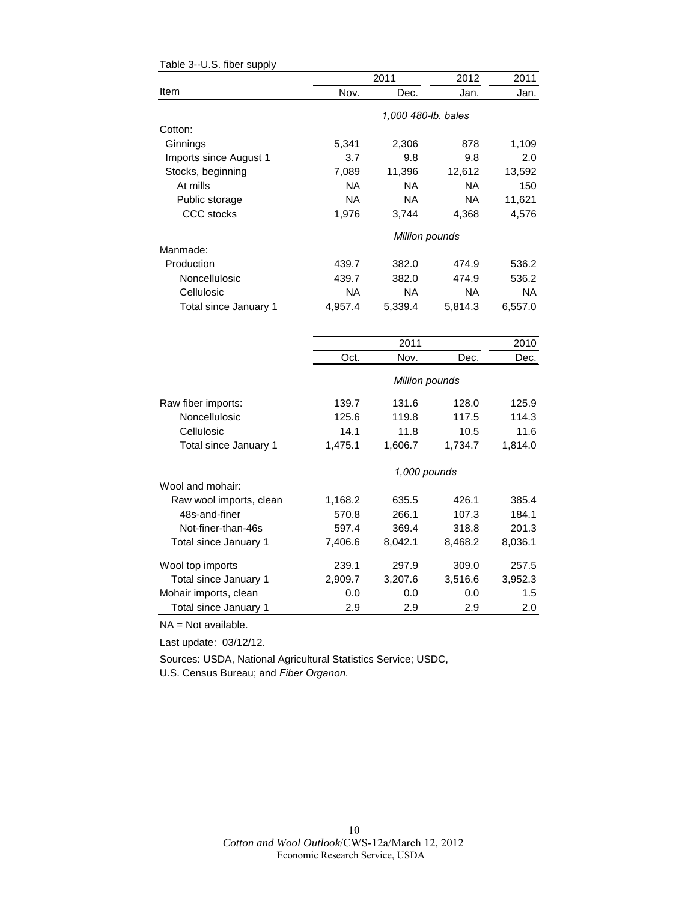Table 3--U.S. fiber supply

| Item | 2011 Nov. | 2011 Dec. | 2012 Jan. | 2011 Jan. |
|---|---|---|---|---|
| | *1,000 480-lb. bales* | | | |
| Cotton: | | | | |
| Ginnings | 5,341 | 2,306 | 878 | 1,109 |
| Imports since August 1 | 3.7 | 9.8 | 9.8 | 2.0 |
| Stocks, beginning | 7,089 | 11,396 | 12,612 | 13,592 |
| At mills | NA | NA | NA | 150 |
| Public storage | NA | NA | NA | 11,621 |
| CCC stocks | 1,976 | 3,744 | 4,368 | 4,576 |
| | *Million pounds* | | | |
| Manmade: | | | | |
| Production | 439.7 | 382.0 | 474.9 | 536.2 |
| Noncellulosic | 439.7 | 382.0 | 474.9 | 536.2 |
| Cellulosic | NA | NA | NA | NA |
| Total since January 1 | 4,957.4 | 5,339.4 | 5,814.3 | 6,557.0 |

| Item | 2011 Oct. | 2011 Nov. | 2011 Dec. | 2010 Dec. |
|---|---|---|---|---|
| | *Million pounds* | | | |
| Raw fiber imports: | 139.7 | 131.6 | 128.0 | 125.9 |
| Noncellulosic | 125.6 | 119.8 | 117.5 | 114.3 |
| Cellulosic | 14.1 | 11.8 | 10.5 | 11.6 |
| Total since January 1 | 1,475.1 | 1,606.7 | 1,734.7 | 1,814.0 |
| | *1,000 pounds* | | | |
| Wool and mohair: | | | | |
| Raw wool imports, clean | 1,168.2 | 635.5 | 426.1 | 385.4 |
| 48s-and-finer | 570.8 | 266.1 | 107.3 | 184.1 |
| Not-finer-than-46s | 597.4 | 369.4 | 318.8 | 201.3 |
| Total since January 1 | 7,406.6 | 8,042.1 | 8,468.2 | 8,036.1 |
| Wool top imports | 239.1 | 297.9 | 309.0 | 257.5 |
| Total since January 1 | 2,909.7 | 3,207.6 | 3,516.6 | 3,952.3 |
| Mohair imports, clean | 0.0 | 0.0 | 0.0 | 1.5 |
| Total since January 1 | 2.9 | 2.9 | 2.9 | 2.0 |

NA = Not available.

Last update: 03/12/12.

Sources: USDA, National Agricultural Statistics Service; USDC, U.S. Census Bureau; and *Fiber Organon.*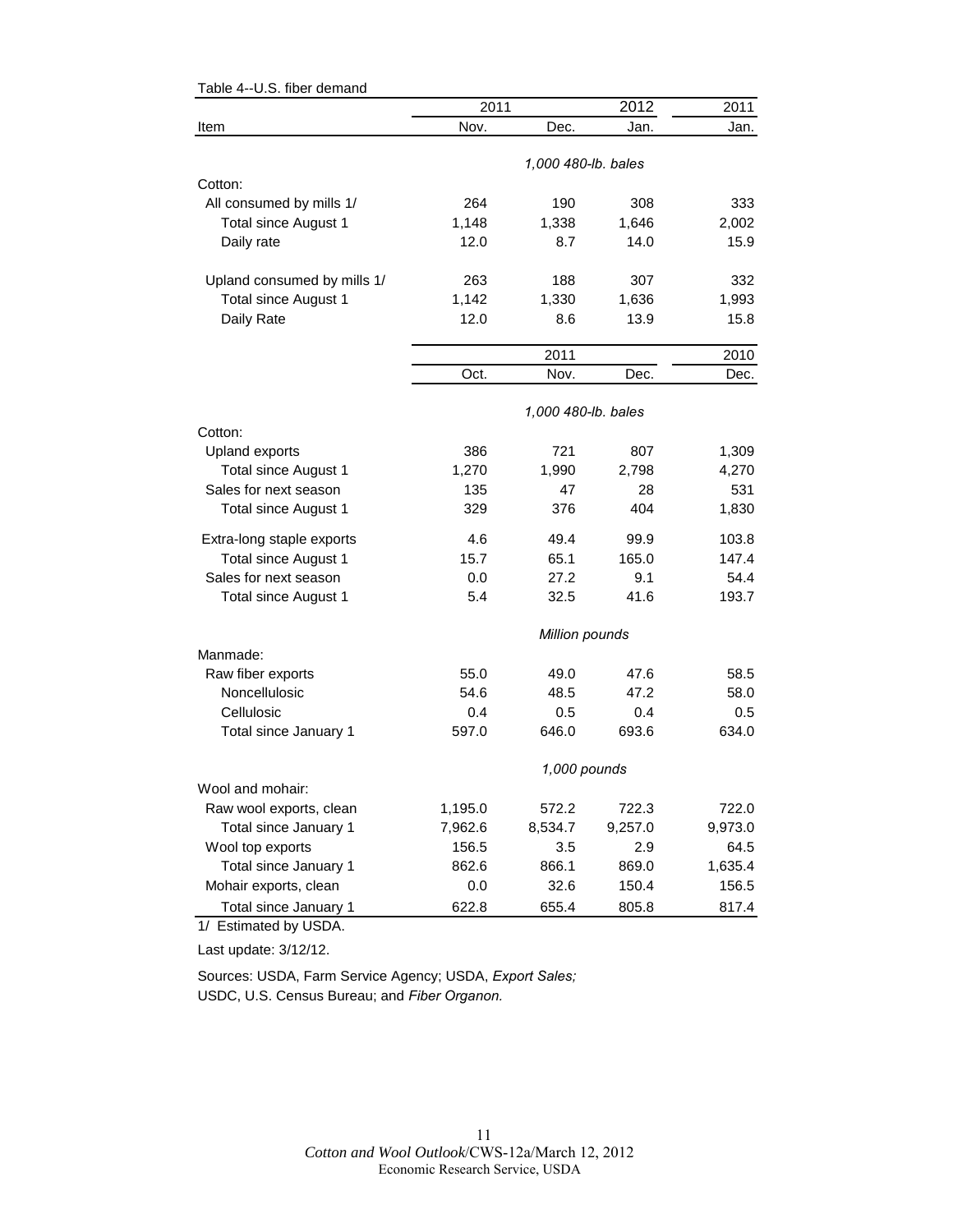Table 4--U.S. fiber demand

| Item | 2011 Nov. | 2011 Dec. | 2012 Jan. | 2011 Jan. |
|---|---|---|---|---|
| | *1,000 480-lb. bales* | | | |
| Cotton: | | | | |
| All consumed by mills 1/ | 264 | 190 | 308 | 333 |
| Total since August 1 | 1,148 | 1,338 | 1,646 | 2,002 |
| Daily rate | 12.0 | 8.7 | 14.0 | 15.9 |
| Upland consumed by mills 1/ | 263 | 188 | 307 | 332 |
| Total since August 1 | 1,142 | 1,330 | 1,636 | 1,993 |
| Daily Rate | 12.0 | 8.6 | 13.9 | 15.8 |
| | **2011 Oct.** | **2011 Nov.** | **2011 Dec.** | **2010 Dec.** |
| | *1,000 480-lb. bales* | | | |
| Cotton: | | | | |
| Upland exports | 386 | 721 | 807 | 1,309 |
| Total since August 1 | 1,270 | 1,990 | 2,798 | 4,270 |
| Sales for next season | 135 | 47 | 28 | 531 |
| Total since August 1 | 329 | 376 | 404 | 1,830 |
| Extra-long staple exports | 4.6 | 49.4 | 99.9 | 103.8 |
| Total since August 1 | 15.7 | 65.1 | 165.0 | 147.4 |
| Sales for next season | 0.0 | 27.2 | 9.1 | 54.4 |
| Total since August 1 | 5.4 | 32.5 | 41.6 | 193.7 |
| | *Million pounds* | | | |
| Manmade: | | | | |
| Raw fiber exports | 55.0 | 49.0 | 47.6 | 58.5 |
| Noncellulosic | 54.6 | 48.5 | 47.2 | 58.0 |
| Cellulosic | 0.4 | 0.5 | 0.4 | 0.5 |
| Total since January 1 | 597.0 | 646.0 | 693.6 | 634.0 |
| | *1,000 pounds* | | | |
| Wool and mohair: | | | | |
| Raw wool exports, clean | 1,195.0 | 572.2 | 722.3 | 722.0 |
| Total since January 1 | 7,962.6 | 8,534.7 | 9,257.0 | 9,973.0 |
| Wool top exports | 156.5 | 3.5 | 2.9 | 64.5 |
| Total since January 1 | 862.6 | 866.1 | 869.0 | 1,635.4 |
| Mohair exports, clean | 0.0 | 32.6 | 150.4 | 156.5 |
| Total since January 1 | 622.8 | 655.4 | 805.8 | 817.4 |

1/ Estimated by USDA.

Last update: 3/12/12.

Sources: USDA, Farm Service Agency; USDA, *Export Sales;*
USDC, U.S. Census Bureau; and *Fiber Organon.*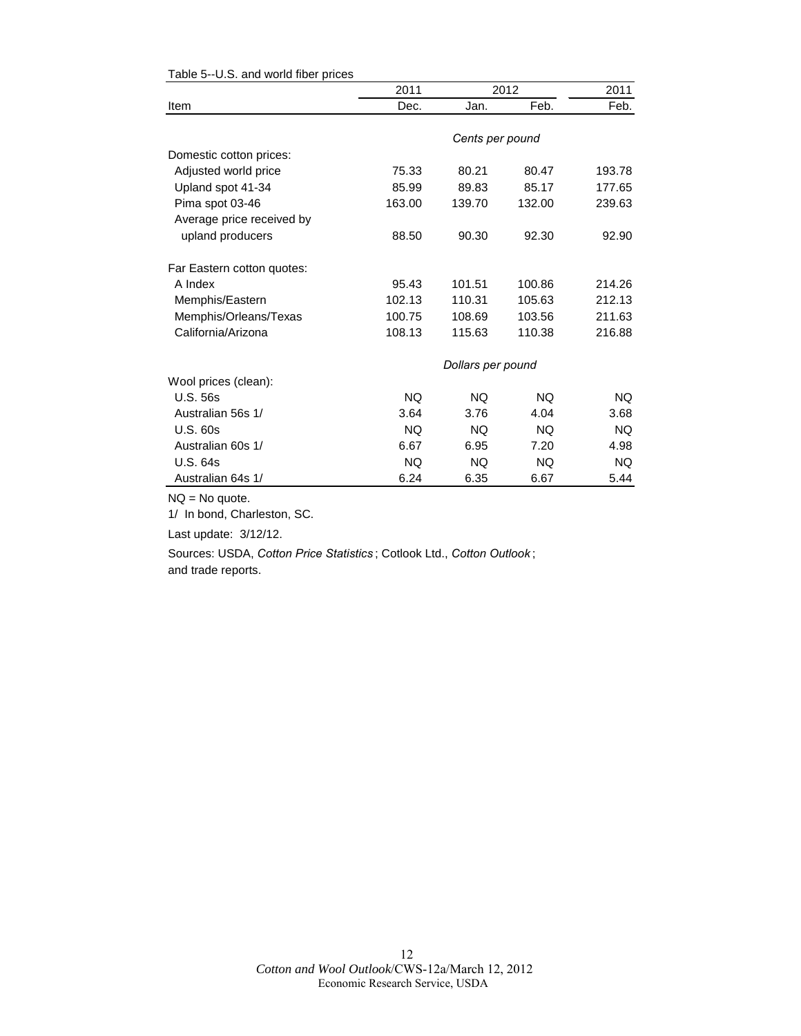Table 5--U.S. and world fiber prices

| Item | 2011 Dec. | 2012 Jan. | 2012 Feb. | 2011 Feb. |
|---|---|---|---|---|
| | *Cents per pound* | | | |
| Domestic cotton prices: | | | | |
| Adjusted world price | 75.33 | 80.21 | 80.47 | 193.78 |
| Upland spot 41-34 | 85.99 | 89.83 | 85.17 | 177.65 |
| Pima spot 03-46 | 163.00 | 139.70 | 132.00 | 239.63 |
| Average price received by upland producers | 88.50 | 90.30 | 92.30 | 92.90 |
| Far Eastern cotton quotes: | | | | |
| A Index | 95.43 | 101.51 | 100.86 | 214.26 |
| Memphis/Eastern | 102.13 | 110.31 | 105.63 | 212.13 |
| Memphis/Orleans/Texas | 100.75 | 108.69 | 103.56 | 211.63 |
| California/Arizona | 108.13 | 115.63 | 110.38 | 216.88 |
| | *Dollars per pound* | | | |
| Wool prices (clean): | | | | |
| U.S. 56s | NQ | NQ | NQ | NQ |
| Australian 56s 1/ | 3.64 | 3.76 | 4.04 | 3.68 |
| U.S. 60s | NQ | NQ | NQ | NQ |
| Australian 60s 1/ | 6.67 | 6.95 | 7.20 | 4.98 |
| U.S. 64s | NQ | NQ | NQ | NQ |
| Australian 64s 1/ | 6.24 | 6.35 | 6.67 | 5.44 |

NQ = No quote.

1/ In bond, Charleston, SC.

Last update: 3/12/12.

Sources: USDA, *Cotton Price Statistics*; Cotlook Ltd., *Cotton Outlook*; and trade reports.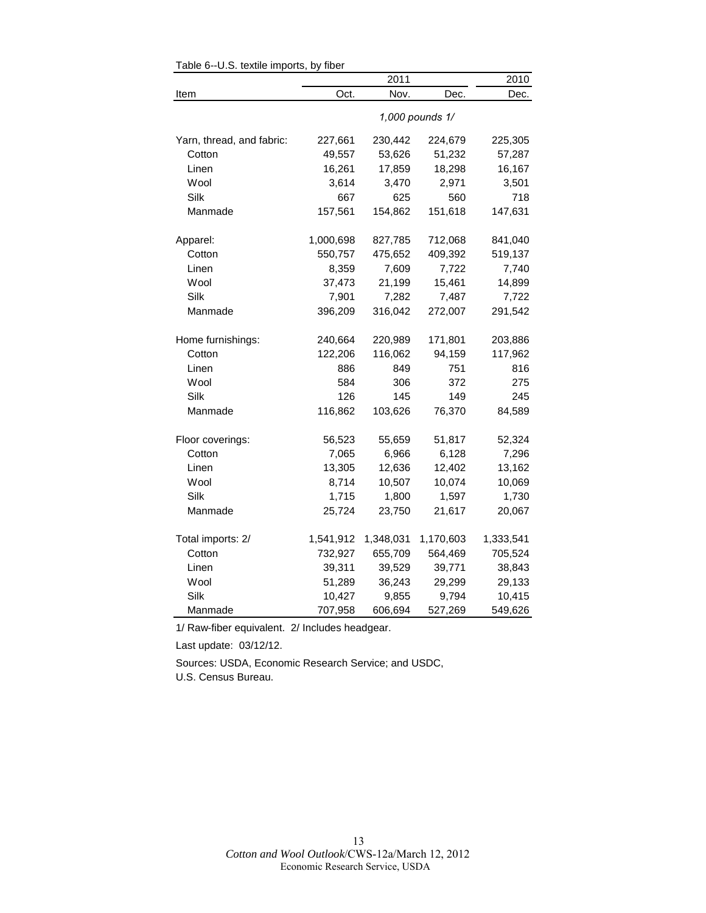Table 6--U.S. textile imports, by fiber

| Item | 2011 | | | 2010 |
|---|---|---|---|---|
| | Oct. | Nov. | Dec. | Dec. |
| | *1,000 pounds 1/* | | | |
| Yarn, thread, and fabric: | 227,661 | 230,442 | 224,679 | 225,305 |
| Cotton | 49,557 | 53,626 | 51,232 | 57,287 |
| Linen | 16,261 | 17,859 | 18,298 | 16,167 |
| Wool | 3,614 | 3,470 | 2,971 | 3,501 |
| Silk | 667 | 625 | 560 | 718 |
| Manmade | 157,561 | 154,862 | 151,618 | 147,631 |
| Apparel: | 1,000,698 | 827,785 | 712,068 | 841,040 |
| Cotton | 550,757 | 475,652 | 409,392 | 519,137 |
| Linen | 8,359 | 7,609 | 7,722 | 7,740 |
| Wool | 37,473 | 21,199 | 15,461 | 14,899 |
| Silk | 7,901 | 7,282 | 7,487 | 7,722 |
| Manmade | 396,209 | 316,042 | 272,007 | 291,542 |
| Home furnishings: | 240,664 | 220,989 | 171,801 | 203,886 |
| Cotton | 122,206 | 116,062 | 94,159 | 117,962 |
| Linen | 886 | 849 | 751 | 816 |
| Wool | 584 | 306 | 372 | 275 |
| Silk | 126 | 145 | 149 | 245 |
| Manmade | 116,862 | 103,626 | 76,370 | 84,589 |
| Floor coverings: | 56,523 | 55,659 | 51,817 | 52,324 |
| Cotton | 7,065 | 6,966 | 6,128 | 7,296 |
| Linen | 13,305 | 12,636 | 12,402 | 13,162 |
| Wool | 8,714 | 10,507 | 10,074 | 10,069 |
| Silk | 1,715 | 1,800 | 1,597 | 1,730 |
| Manmade | 25,724 | 23,750 | 21,617 | 20,067 |
| Total imports: 2/ | 1,541,912 | 1,348,031 | 1,170,603 | 1,333,541 |
| Cotton | 732,927 | 655,709 | 564,469 | 705,524 |
| Linen | 39,311 | 39,529 | 39,771 | 38,843 |
| Wool | 51,289 | 36,243 | 29,299 | 29,133 |
| Silk | 10,427 | 9,855 | 9,794 | 10,415 |
| Manmade | 707,958 | 606,694 | 527,269 | 549,626 |

1/ Raw-fiber equivalent. 2/ Includes headgear.

Last update: 03/12/12.

Sources: USDA, Economic Research Service; and USDC, U.S. Census Bureau.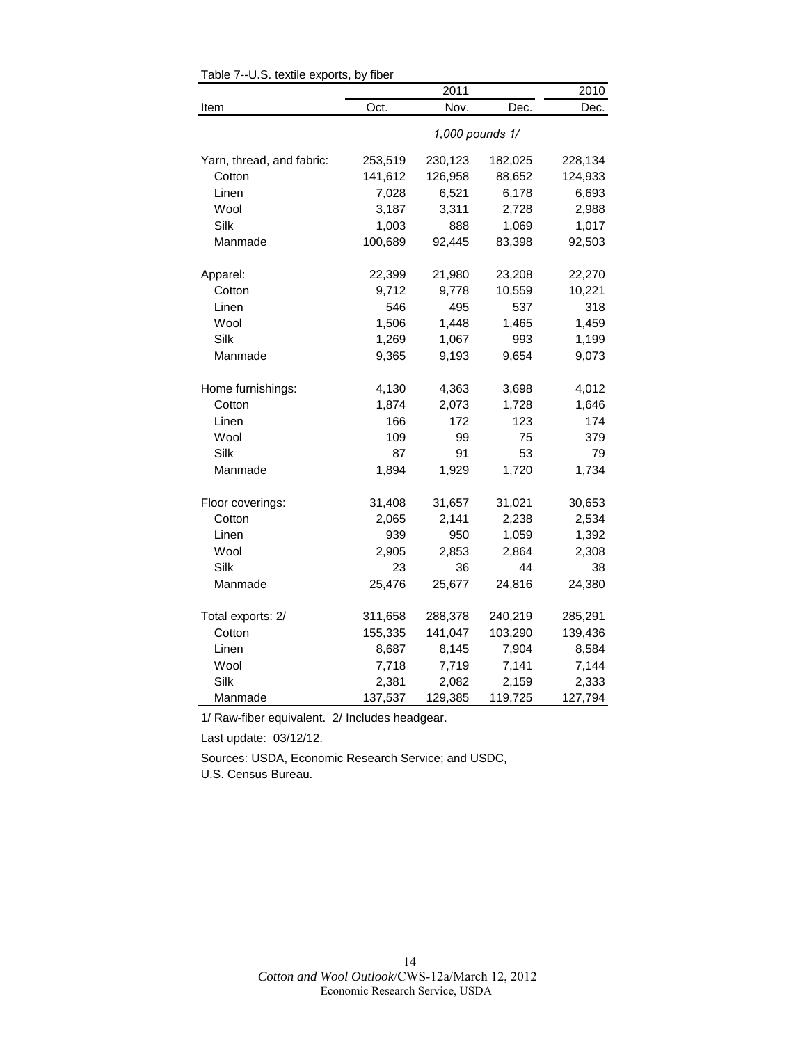Table 7--U.S. textile exports, by fiber

| Item | 2011 | | | 2010 |
|---|---|---|---|---|
| | Oct. | Nov. | Dec. | Dec. |
| | *1,000 pounds 1/* | | | |
| Yarn, thread, and fabric: | 253,519 | 230,123 | 182,025 | 228,134 |
| Cotton | 141,612 | 126,958 | 88,652 | 124,933 |
| Linen | 7,028 | 6,521 | 6,178 | 6,693 |
| Wool | 3,187 | 3,311 | 2,728 | 2,988 |
| Silk | 1,003 | 888 | 1,069 | 1,017 |
| Manmade | 100,689 | 92,445 | 83,398 | 92,503 |
| Apparel: | 22,399 | 21,980 | 23,208 | 22,270 |
| Cotton | 9,712 | 9,778 | 10,559 | 10,221 |
| Linen | 546 | 495 | 537 | 318 |
| Wool | 1,506 | 1,448 | 1,465 | 1,459 |
| Silk | 1,269 | 1,067 | 993 | 1,199 |
| Manmade | 9,365 | 9,193 | 9,654 | 9,073 |
| Home furnishings: | 4,130 | 4,363 | 3,698 | 4,012 |
| Cotton | 1,874 | 2,073 | 1,728 | 1,646 |
| Linen | 166 | 172 | 123 | 174 |
| Wool | 109 | 99 | 75 | 379 |
| Silk | 87 | 91 | 53 | 79 |
| Manmade | 1,894 | 1,929 | 1,720 | 1,734 |
| Floor coverings: | 31,408 | 31,657 | 31,021 | 30,653 |
| Cotton | 2,065 | 2,141 | 2,238 | 2,534 |
| Linen | 939 | 950 | 1,059 | 1,392 |
| Wool | 2,905 | 2,853 | 2,864 | 2,308 |
| Silk | 23 | 36 | 44 | 38 |
| Manmade | 25,476 | 25,677 | 24,816 | 24,380 |
| Total exports: 2/ | 311,658 | 288,378 | 240,219 | 285,291 |
| Cotton | 155,335 | 141,047 | 103,290 | 139,436 |
| Linen | 8,687 | 8,145 | 7,904 | 8,584 |
| Wool | 7,718 | 7,719 | 7,141 | 7,144 |
| Silk | 2,381 | 2,082 | 2,159 | 2,333 |
| Manmade | 137,537 | 129,385 | 119,725 | 127,794 |

1/ Raw-fiber equivalent. 2/ Includes headgear.

Last update: 03/12/12.

Sources: USDA, Economic Research Service; and USDC, U.S. Census Bureau.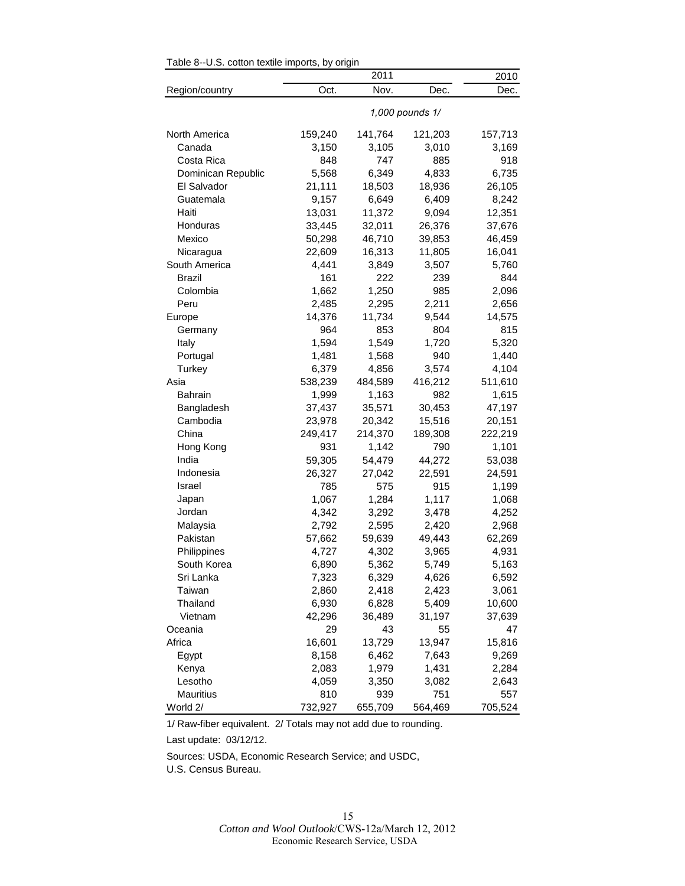Table 8--U.S. cotton textile imports, by origin

| Region/country | 2011 Oct. | 2011 Nov. | 2011 Dec. | 2010 Dec. |
|---|---|---|---|---|
| | *1,000 pounds 1/* | | | |
| North America | 159,240 | 141,764 | 121,203 | 157,713 |
| Canada | 3,150 | 3,105 | 3,010 | 3,169 |
| Costa Rica | 848 | 747 | 885 | 918 |
| Dominican Republic | 5,568 | 6,349 | 4,833 | 6,735 |
| El Salvador | 21,111 | 18,503 | 18,936 | 26,105 |
| Guatemala | 9,157 | 6,649 | 6,409 | 8,242 |
| Haiti | 13,031 | 11,372 | 9,094 | 12,351 |
| Honduras | 33,445 | 32,011 | 26,376 | 37,676 |
| Mexico | 50,298 | 46,710 | 39,853 | 46,459 |
| Nicaragua | 22,609 | 16,313 | 11,805 | 16,041 |
| South America | 4,441 | 3,849 | 3,507 | 5,760 |
| Brazil | 161 | 222 | 239 | 844 |
| Colombia | 1,662 | 1,250 | 985 | 2,096 |
| Peru | 2,485 | 2,295 | 2,211 | 2,656 |
| Europe | 14,376 | 11,734 | 9,544 | 14,575 |
| Germany | 964 | 853 | 804 | 815 |
| Italy | 1,594 | 1,549 | 1,720 | 5,320 |
| Portugal | 1,481 | 1,568 | 940 | 1,440 |
| Turkey | 6,379 | 4,856 | 3,574 | 4,104 |
| Asia | 538,239 | 484,589 | 416,212 | 511,610 |
| Bahrain | 1,999 | 1,163 | 982 | 1,615 |
| Bangladesh | 37,437 | 35,571 | 30,453 | 47,197 |
| Cambodia | 23,978 | 20,342 | 15,516 | 20,151 |
| China | 249,417 | 214,370 | 189,308 | 222,219 |
| Hong Kong | 931 | 1,142 | 790 | 1,101 |
| India | 59,305 | 54,479 | 44,272 | 53,038 |
| Indonesia | 26,327 | 27,042 | 22,591 | 24,591 |
| Israel | 785 | 575 | 915 | 1,199 |
| Japan | 1,067 | 1,284 | 1,117 | 1,068 |
| Jordan | 4,342 | 3,292 | 3,478 | 4,252 |
| Malaysia | 2,792 | 2,595 | 2,420 | 2,968 |
| Pakistan | 57,662 | 59,639 | 49,443 | 62,269 |
| Philippines | 4,727 | 4,302 | 3,965 | 4,931 |
| South Korea | 6,890 | 5,362 | 5,749 | 5,163 |
| Sri Lanka | 7,323 | 6,329 | 4,626 | 6,592 |
| Taiwan | 2,860 | 2,418 | 2,423 | 3,061 |
| Thailand | 6,930 | 6,828 | 5,409 | 10,600 |
| Vietnam | 42,296 | 36,489 | 31,197 | 37,639 |
| Oceania | 29 | 43 | 55 | 47 |
| Africa | 16,601 | 13,729 | 13,947 | 15,816 |
| Egypt | 8,158 | 6,462 | 7,643 | 9,269 |
| Kenya | 2,083 | 1,979 | 1,431 | 2,284 |
| Lesotho | 4,059 | 3,350 | 3,082 | 2,643 |
| Mauritius | 810 | 939 | 751 | 557 |
| World 2/ | 732,927 | 655,709 | 564,469 | 705,524 |

1/ Raw-fiber equivalent. 2/ Totals may not add due to rounding.

Last update: 03/12/12.

Sources: USDA, Economic Research Service; and USDC, U.S. Census Bureau.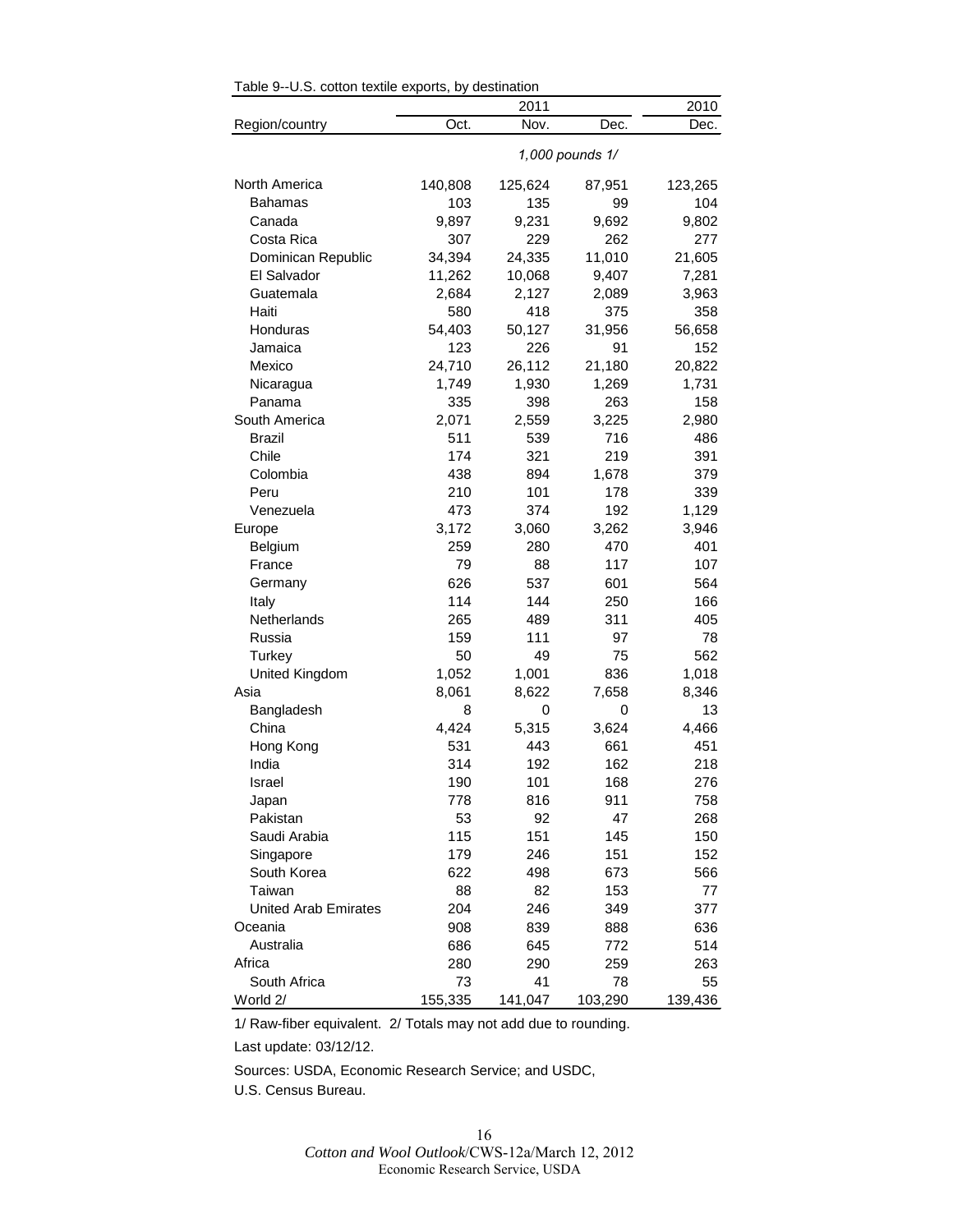Table 9--U.S. cotton textile exports, by destination

| Region/country | 2011 Oct. | 2011 Nov. | 2011 Dec. | 2010 Dec. |
|---|---|---|---|---|
| | *1,000 pounds 1/* | | | |
| North America | 140,808 | 125,624 | 87,951 | 123,265 |
| Bahamas | 103 | 135 | 99 | 104 |
| Canada | 9,897 | 9,231 | 9,692 | 9,802 |
| Costa Rica | 307 | 229 | 262 | 277 |
| Dominican Republic | 34,394 | 24,335 | 11,010 | 21,605 |
| El Salvador | 11,262 | 10,068 | 9,407 | 7,281 |
| Guatemala | 2,684 | 2,127 | 2,089 | 3,963 |
| Haiti | 580 | 418 | 375 | 358 |
| Honduras | 54,403 | 50,127 | 31,956 | 56,658 |
| Jamaica | 123 | 226 | 91 | 152 |
| Mexico | 24,710 | 26,112 | 21,180 | 20,822 |
| Nicaragua | 1,749 | 1,930 | 1,269 | 1,731 |
| Panama | 335 | 398 | 263 | 158 |
| South America | 2,071 | 2,559 | 3,225 | 2,980 |
| Brazil | 511 | 539 | 716 | 486 |
| Chile | 174 | 321 | 219 | 391 |
| Colombia | 438 | 894 | 1,678 | 379 |
| Peru | 210 | 101 | 178 | 339 |
| Venezuela | 473 | 374 | 192 | 1,129 |
| Europe | 3,172 | 3,060 | 3,262 | 3,946 |
| Belgium | 259 | 280 | 470 | 401 |
| France | 79 | 88 | 117 | 107 |
| Germany | 626 | 537 | 601 | 564 |
| Italy | 114 | 144 | 250 | 166 |
| Netherlands | 265 | 489 | 311 | 405 |
| Russia | 159 | 111 | 97 | 78 |
| Turkey | 50 | 49 | 75 | 562 |
| United Kingdom | 1,052 | 1,001 | 836 | 1,018 |
| Asia | 8,061 | 8,622 | 7,658 | 8,346 |
| Bangladesh | 8 | 0 | 0 | 13 |
| China | 4,424 | 5,315 | 3,624 | 4,466 |
| Hong Kong | 531 | 443 | 661 | 451 |
| India | 314 | 192 | 162 | 218 |
| Israel | 190 | 101 | 168 | 276 |
| Japan | 778 | 816 | 911 | 758 |
| Pakistan | 53 | 92 | 47 | 268 |
| Saudi Arabia | 115 | 151 | 145 | 150 |
| Singapore | 179 | 246 | 151 | 152 |
| South Korea | 622 | 498 | 673 | 566 |
| Taiwan | 88 | 82 | 153 | 77 |
| United Arab Emirates | 204 | 246 | 349 | 377 |
| Oceania | 908 | 839 | 888 | 636 |
| Australia | 686 | 645 | 772 | 514 |
| Africa | 280 | 290 | 259 | 263 |
| South Africa | 73 | 41 | 78 | 55 |
| World 2/ | 155,335 | 141,047 | 103,290 | 139,436 |

1/ Raw-fiber equivalent. 2/ Totals may not add due to rounding.

Last update: 03/12/12.

Sources: USDA, Economic Research Service; and USDC, U.S. Census Bureau.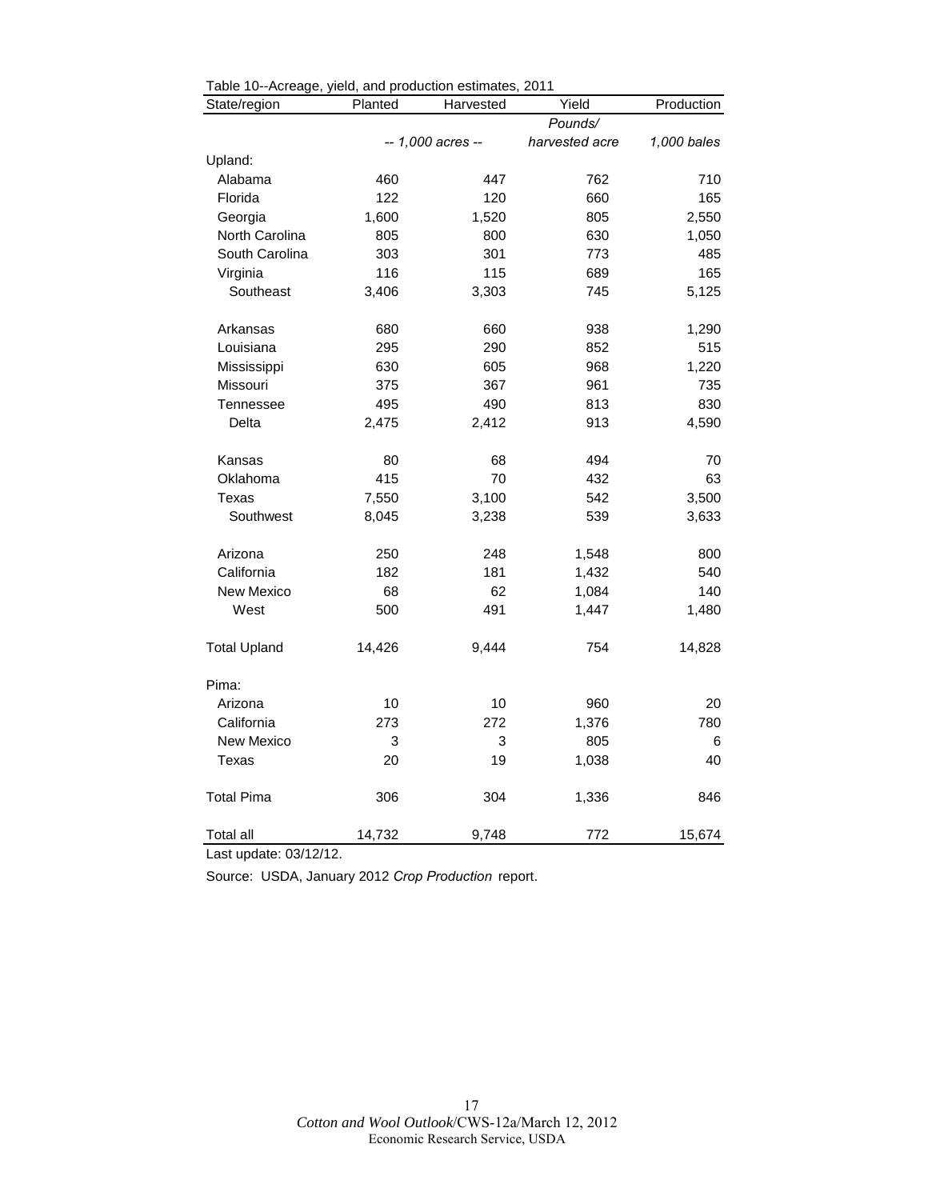Table 10--Acreage, yield, and production estimates, 2011

| State/region | Planted | Harvested | Yield | Production |
|---|---|---|---|---|
| | | | *Pounds/* | |
| | *-- 1,000 acres --* | | *harvested acre* | *1,000 bales* |
| Upland: | | | | |
| Alabama | 460 | 447 | 762 | 710 |
| Florida | 122 | 120 | 660 | 165 |
| Georgia | 1,600 | 1,520 | 805 | 2,550 |
| North Carolina | 805 | 800 | 630 | 1,050 |
| South Carolina | 303 | 301 | 773 | 485 |
| Virginia | 116 | 115 | 689 | 165 |
| Southeast | 3,406 | 3,303 | 745 | 5,125 |
| | | | | |
| Arkansas | 680 | 660 | 938 | 1,290 |
| Louisiana | 295 | 290 | 852 | 515 |
| Mississippi | 630 | 605 | 968 | 1,220 |
| Missouri | 375 | 367 | 961 | 735 |
| Tennessee | 495 | 490 | 813 | 830 |
| Delta | 2,475 | 2,412 | 913 | 4,590 |
| | | | | |
| Kansas | 80 | 68 | 494 | 70 |
| Oklahoma | 415 | 70 | 432 | 63 |
| Texas | 7,550 | 3,100 | 542 | 3,500 |
| Southwest | 8,045 | 3,238 | 539 | 3,633 |
| | | | | |
| Arizona | 250 | 248 | 1,548 | 800 |
| California | 182 | 181 | 1,432 | 540 |
| New Mexico | 68 | 62 | 1,084 | 140 |
| West | 500 | 491 | 1,447 | 1,480 |
| | | | | |
| Total Upland | 14,426 | 9,444 | 754 | 14,828 |
| | | | | |
| Pima: | | | | |
| Arizona | 10 | 10 | 960 | 20 |
| California | 273 | 272 | 1,376 | 780 |
| New Mexico | 3 | 3 | 805 | 6 |
| Texas | 20 | 19 | 1,038 | 40 |
| | | | | |
| Total Pima | 306 | 304 | 1,336 | 846 |
| | | | | |
| Total all | 14,732 | 9,748 | 772 | 15,674 |

Last update: 03/12/12.

Source: USDA, January 2012 *Crop Production* report.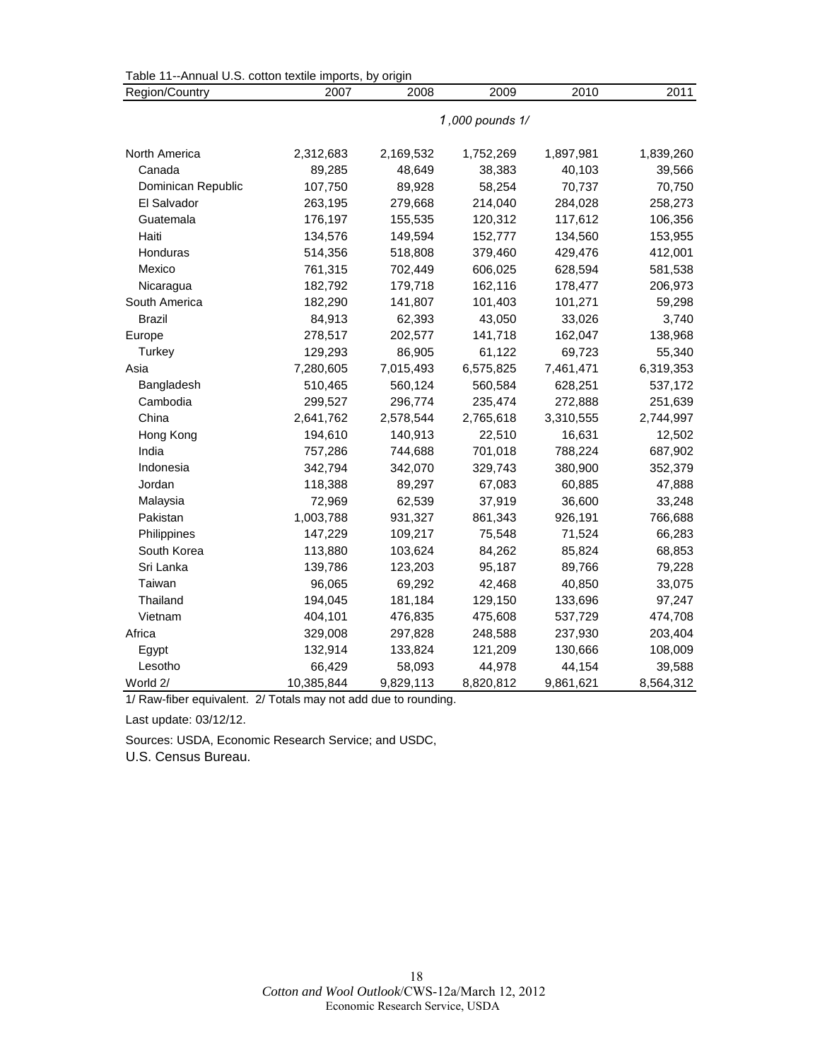Table 11--Annual U.S. cotton textile imports, by origin

| Region/Country | 2007 | 2008 | 2009 | 2010 | 2011 |
|---|---|---|---|---|---|
| | | | 1,000 pounds 1/ | | |
| North America | 2,312,683 | 2,169,532 | 1,752,269 | 1,897,981 | 1,839,260 |
| Canada | 89,285 | 48,649 | 38,383 | 40,103 | 39,566 |
| Dominican Republic | 107,750 | 89,928 | 58,254 | 70,737 | 70,750 |
| El Salvador | 263,195 | 279,668 | 214,040 | 284,028 | 258,273 |
| Guatemala | 176,197 | 155,535 | 120,312 | 117,612 | 106,356 |
| Haiti | 134,576 | 149,594 | 152,777 | 134,560 | 153,955 |
| Honduras | 514,356 | 518,808 | 379,460 | 429,476 | 412,001 |
| Mexico | 761,315 | 702,449 | 606,025 | 628,594 | 581,538 |
| Nicaragua | 182,792 | 179,718 | 162,116 | 178,477 | 206,973 |
| South America | 182,290 | 141,807 | 101,403 | 101,271 | 59,298 |
| Brazil | 84,913 | 62,393 | 43,050 | 33,026 | 3,740 |
| Europe | 278,517 | 202,577 | 141,718 | 162,047 | 138,968 |
| Turkey | 129,293 | 86,905 | 61,122 | 69,723 | 55,340 |
| Asia | 7,280,605 | 7,015,493 | 6,575,825 | 7,461,471 | 6,319,353 |
| Bangladesh | 510,465 | 560,124 | 560,584 | 628,251 | 537,172 |
| Cambodia | 299,527 | 296,774 | 235,474 | 272,888 | 251,639 |
| China | 2,641,762 | 2,578,544 | 2,765,618 | 3,310,555 | 2,744,997 |
| Hong Kong | 194,610 | 140,913 | 22,510 | 16,631 | 12,502 |
| India | 757,286 | 744,688 | 701,018 | 788,224 | 687,902 |
| Indonesia | 342,794 | 342,070 | 329,743 | 380,900 | 352,379 |
| Jordan | 118,388 | 89,297 | 67,083 | 60,885 | 47,888 |
| Malaysia | 72,969 | 62,539 | 37,919 | 36,600 | 33,248 |
| Pakistan | 1,003,788 | 931,327 | 861,343 | 926,191 | 766,688 |
| Philippines | 147,229 | 109,217 | 75,548 | 71,524 | 66,283 |
| South Korea | 113,880 | 103,624 | 84,262 | 85,824 | 68,853 |
| Sri Lanka | 139,786 | 123,203 | 95,187 | 89,766 | 79,228 |
| Taiwan | 96,065 | 69,292 | 42,468 | 40,850 | 33,075 |
| Thailand | 194,045 | 181,184 | 129,150 | 133,696 | 97,247 |
| Vietnam | 404,101 | 476,835 | 475,608 | 537,729 | 474,708 |
| Africa | 329,008 | 297,828 | 248,588 | 237,930 | 203,404 |
| Egypt | 132,914 | 133,824 | 121,209 | 130,666 | 108,009 |
| Lesotho | 66,429 | 58,093 | 44,978 | 44,154 | 39,588 |
| World 2/ | 10,385,844 | 9,829,113 | 8,820,812 | 9,861,621 | 8,564,312 |

1/ Raw-fiber equivalent. 2/ Totals may not add due to rounding.

Last update: 03/12/12.

Sources: USDA, Economic Research Service; and USDC, U.S. Census Bureau.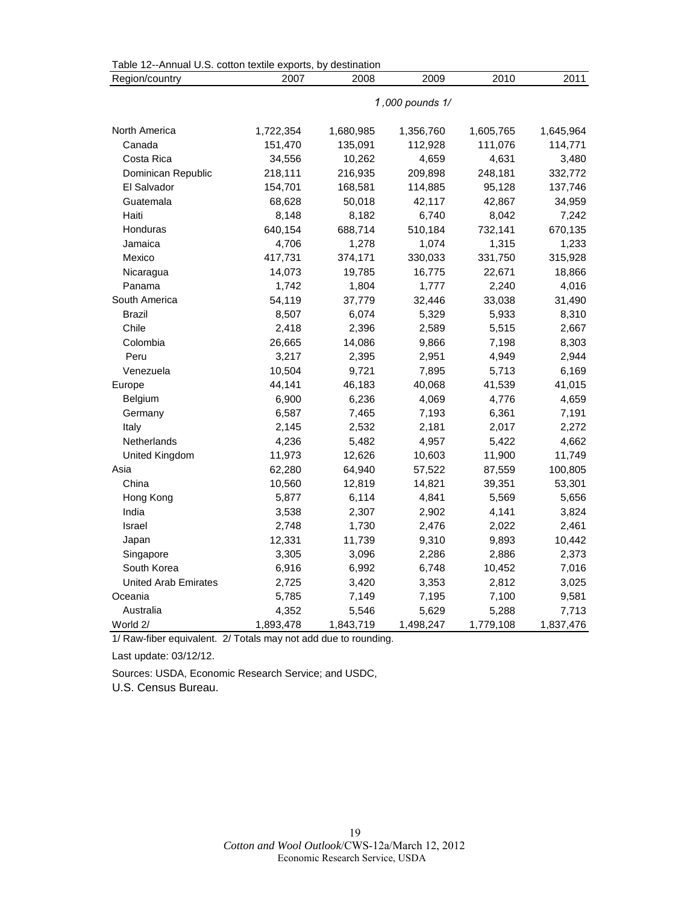Table 12--Annual U.S. cotton textile exports, by destination

| Region/country | 2007 | 2008 | 2009 | 2010 | 2011 |
|---|---|---|---|---|---|
| | | | *1,000 pounds 1/* | | |
| North America | 1,722,354 | 1,680,985 | 1,356,760 | 1,605,765 | 1,645,964 |
| Canada | 151,470 | 135,091 | 112,928 | 111,076 | 114,771 |
| Costa Rica | 34,556 | 10,262 | 4,659 | 4,631 | 3,480 |
| Dominican Republic | 218,111 | 216,935 | 209,898 | 248,181 | 332,772 |
| El Salvador | 154,701 | 168,581 | 114,885 | 95,128 | 137,746 |
| Guatemala | 68,628 | 50,018 | 42,117 | 42,867 | 34,959 |
| Haiti | 8,148 | 8,182 | 6,740 | 8,042 | 7,242 |
| Honduras | 640,154 | 688,714 | 510,184 | 732,141 | 670,135 |
| Jamaica | 4,706 | 1,278 | 1,074 | 1,315 | 1,233 |
| Mexico | 417,731 | 374,171 | 330,033 | 331,750 | 315,928 |
| Nicaragua | 14,073 | 19,785 | 16,775 | 22,671 | 18,866 |
| Panama | 1,742 | 1,804 | 1,777 | 2,240 | 4,016 |
| South America | 54,119 | 37,779 | 32,446 | 33,038 | 31,490 |
| Brazil | 8,507 | 6,074 | 5,329 | 5,933 | 8,310 |
| Chile | 2,418 | 2,396 | 2,589 | 5,515 | 2,667 |
| Colombia | 26,665 | 14,086 | 9,866 | 7,198 | 8,303 |
| Peru | 3,217 | 2,395 | 2,951 | 4,949 | 2,944 |
| Venezuela | 10,504 | 9,721 | 7,895 | 5,713 | 6,169 |
| Europe | 44,141 | 46,183 | 40,068 | 41,539 | 41,015 |
| Belgium | 6,900 | 6,236 | 4,069 | 4,776 | 4,659 |
| Germany | 6,587 | 7,465 | 7,193 | 6,361 | 7,191 |
| Italy | 2,145 | 2,532 | 2,181 | 2,017 | 2,272 |
| Netherlands | 4,236 | 5,482 | 4,957 | 5,422 | 4,662 |
| United Kingdom | 11,973 | 12,626 | 10,603 | 11,900 | 11,749 |
| Asia | 62,280 | 64,940 | 57,522 | 87,559 | 100,805 |
| China | 10,560 | 12,819 | 14,821 | 39,351 | 53,301 |
| Hong Kong | 5,877 | 6,114 | 4,841 | 5,569 | 5,656 |
| India | 3,538 | 2,307 | 2,902 | 4,141 | 3,824 |
| Israel | 2,748 | 1,730 | 2,476 | 2,022 | 2,461 |
| Japan | 12,331 | 11,739 | 9,310 | 9,893 | 10,442 |
| Singapore | 3,305 | 3,096 | 2,286 | 2,886 | 2,373 |
| South Korea | 6,916 | 6,992 | 6,748 | 10,452 | 7,016 |
| United Arab Emirates | 2,725 | 3,420 | 3,353 | 2,812 | 3,025 |
| Oceania | 5,785 | 7,149 | 7,195 | 7,100 | 9,581 |
| Australia | 4,352 | 5,546 | 5,629 | 5,288 | 7,713 |
| World 2/ | 1,893,478 | 1,843,719 | 1,498,247 | 1,779,108 | 1,837,476 |

1/ Raw-fiber equivalent. 2/ Totals may not add due to rounding.

Last update: 03/12/12.

Sources: USDA, Economic Research Service; and USDC, U.S. Census Bureau.